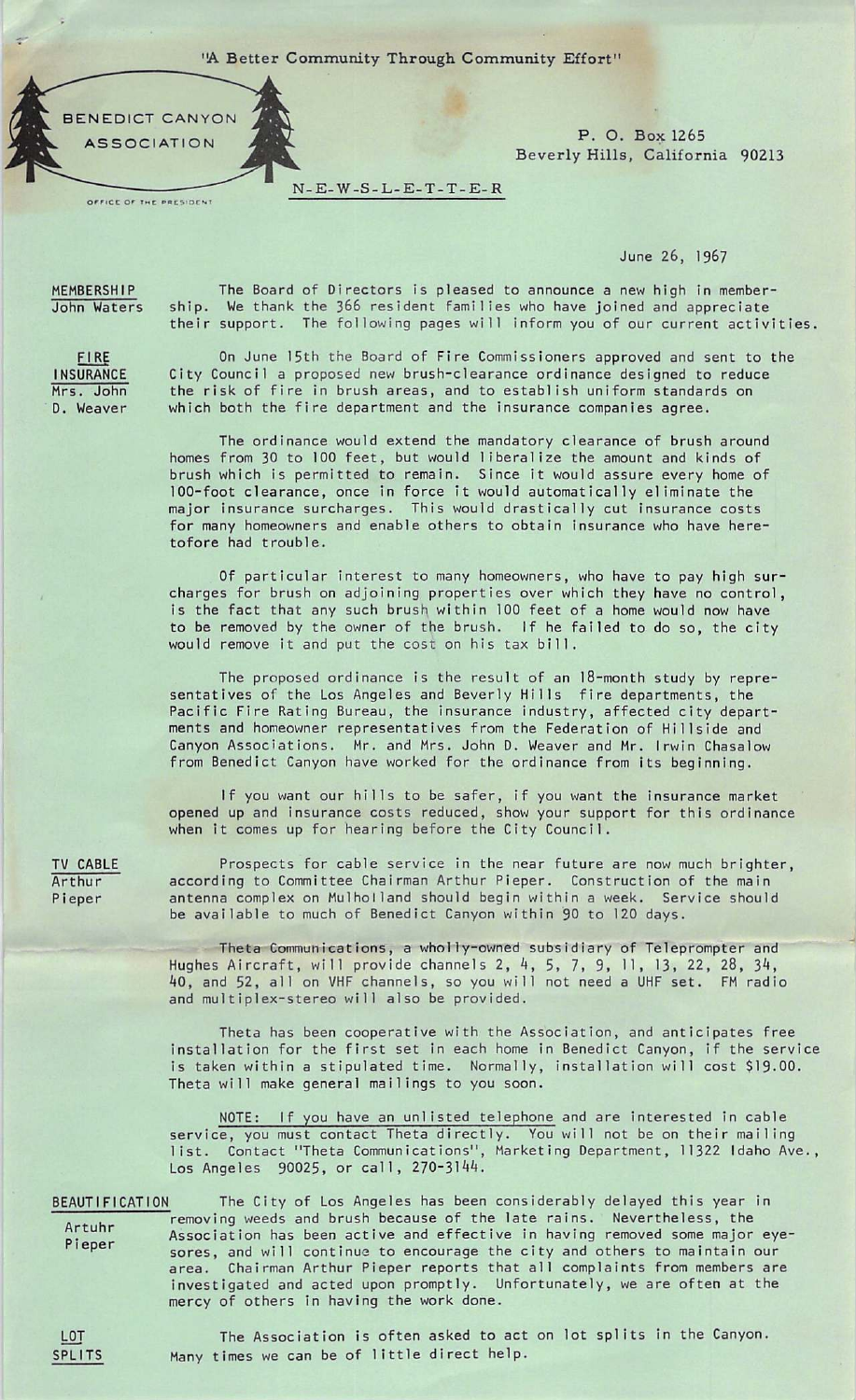"A Better Community Through Community Effort"

BENEDICT CANYON ASSOCIATION

OFFICE OF THE PRESIDENT

P. O. Box 1265
Beverly Hills, California 90213

N-E-W-S-L-E-T-T-E-R

June 26, 1967

**MEMBERSHIP**
John Waters

The Board of Directors is pleased to announce a new high in membership. We thank the 366 resident families who have joined and appreciate their support. The following pages will inform you of our current activities.

**FIRE INSURANCE**
Mrs. John D. Weaver

On June 15th the Board of Fire Commissioners approved and sent to the City Council a proposed new brush-clearance ordinance designed to reduce the risk of fire in brush areas, and to establish uniform standards on which both the fire department and the insurance companies agree.

The ordinance would extend the mandatory clearance of brush around homes from 30 to 100 feet, but would liberalize the amount and kinds of brush which is permitted to remain. Since it would assure every home of 100-foot clearance, once in force it would automatically eliminate the major insurance surcharges. This would drastically cut insurance costs for many homeowners and enable others to obtain insurance who have heretofore had trouble.

Of particular interest to many homeowners, who have to pay high surcharges for brush on adjoining properties over which they have no control, is the fact that any such brush within 100 feet of a home would now have to be removed by the owner of the brush. If he failed to do so, the city would remove it and put the cost on his tax bill.

The proposed ordinance is the result of an 18-month study by representatives of the Los Angeles and Beverly Hills fire departments, the Pacific Fire Rating Bureau, the insurance industry, affected city departments and homeowner representatives from the Federation of Hillside and Canyon Associations. Mr. and Mrs. John D. Weaver and Mr. Irwin Chasalow from Benedict Canyon have worked for the ordinance from its beginning.

If you want our hills to be safer, if you want the insurance market opened up and insurance costs reduced, show your support for this ordinance when it comes up for hearing before the City Council.

**TV CABLE**
Arthur Pieper

Prospects for cable service in the near future are now much brighter, according to Committee Chairman Arthur Pieper. Construction of the main antenna complex on Mulholland should begin within a week. Service should be available to much of Benedict Canyon within 90 to 120 days.

Theta Communications, a wholly-owned subsidiary of Teleprompter and Hughes Aircraft, will provide channels 2, 4, 5, 7, 9, 11, 13, 22, 28, 34, 40, and 52, all on VHF channels, so you will not need a UHF set. FM radio and multiplex-stereo will also be provided.

Theta has been cooperative with the Association, and anticipates free installation for the first set in each home in Benedict Canyon, if the service is taken within a stipulated time. Normally, installation will cost $19.00. Theta will make general mailings to you soon.

NOTE: If you have an unlisted telephone and are interested in cable service, you must contact Theta directly. You will not be on their mailing list. Contact "Theta Communications", Marketing Department, 11322 Idaho Ave., Los Angeles 90025, or call, 270-3144.

**BEAUTIFICATION**
Artuhr Pieper

The City of Los Angeles has been considerably delayed this year in removing weeds and brush because of the late rains. Nevertheless, the Association has been active and effective in having removed some major eyesores, and will continue to encourage the city and others to maintain our area. Chairman Arthur Pieper reports that all complaints from members are investigated and acted upon promptly. Unfortunately, we are often at the mercy of others in having the work done.

**LOT SPLITS**

The Association is often asked to act on lot splits in the Canyon. Many times we can be of little direct help.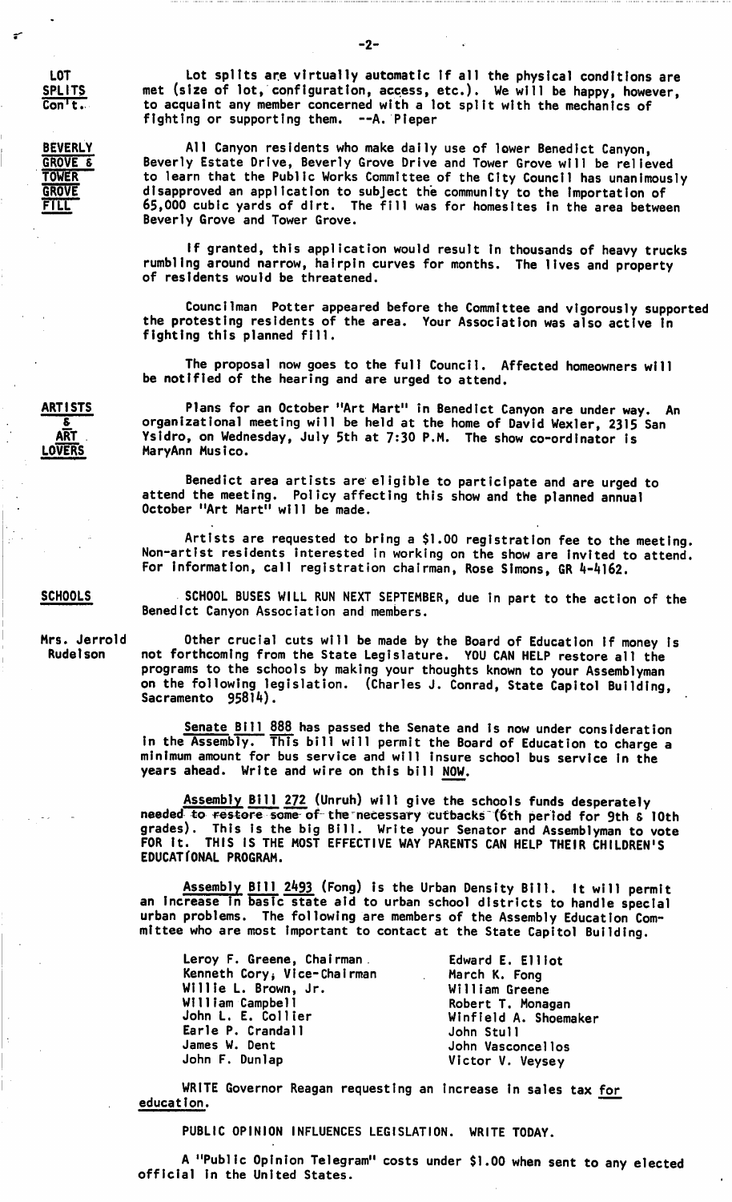**LOT SPLITS Con't.**

Lot splits are virtually automatic if all the physical conditions are met (size of lot, configuration, access, etc.). We will be happy, however, to acquaint any member concerned with a lot split with the mechanics of fighting or supporting them. --A. Pieper

**BEVERLY GROVE & TOWER GROVE FILL**

All Canyon residents who make daily use of lower Benedict Canyon, Beverly Estate Drive, Beverly Grove Drive and Tower Grove will be relieved to learn that the Public Works Committee of the City Council has unanimously disapproved an application to subject the community to the importation of 65,000 cubic yards of dirt. The fill was for homesites in the area between Beverly Grove and Tower Grove.

If granted, this application would result in thousands of heavy trucks rumbling around narrow, hairpin curves for months. The lives and property of residents would be threatened.

Councilman Potter appeared before the Committee and vigorously supported the protesting residents of the area. Your Association was also active in fighting this planned fill.

The proposal now goes to the full Council. Affected homeowners will be notified of the hearing and are urged to attend.

**ARTISTS & ART LOVERS**

Plans for an October "Art Mart" in Benedict Canyon are under way. An organizational meeting will be held at the home of David Wexler, 2315 San Ysidro, on Wednesday, July 5th at 7:30 P.M. The show co-ordinator is MaryAnn Musico.

Benedict area artists are eligible to participate and are urged to attend the meeting. Policy affecting this show and the planned annual October "Art Mart" will be made.

Artists are requested to bring a $1.00 registration fee to the meeting. Non-artist residents interested in working on the show are invited to attend. For information, call registration chairman, Rose Simons, GR 4-4162.

**SCHOOLS**

SCHOOL BUSES WILL RUN NEXT SEPTEMBER, due in part to the action of the Benedict Canyon Association and members.

Mrs. Jerrold Rudelson

Other crucial cuts will be made by the Board of Education if money is not forthcoming from the State Legislature. YOU CAN HELP restore all the programs to the schools by making your thoughts known to your Assemblyman on the following legislation. (Charles J. Conrad, State Capitol Building, Sacramento 95814).

Senate Bill 888 has passed the Senate and is now under consideration in the Assembly. This bill will permit the Board of Education to charge a minimum amount for bus service and will insure school bus service in the years ahead. Write and wire on this bill NOW.

Assembly Bill 272 (Unruh) will give the schools funds desperately needed to restore some of the necessary cutbacks (6th period for 9th & 10th grades). This is the big Bill. Write your Senator and Assemblyman to vote FOR it. THIS IS THE MOST EFFECTIVE WAY PARENTS CAN HELP THEIR CHILDREN'S EDUCATIONAL PROGRAM.

Assembly Bill 2493 (Fong) is the Urban Density Bill. It will permit an increase in basic state aid to urban school districts to handle special urban problems. The following are members of the Assembly Education Committee who are most important to contact at the State Capitol Building.

| | |
|---|---|
| Leroy F. Greene, Chairman | Edward E. Elliot |
| Kenneth Cory, Vice-Chairman | March K. Fong |
| Willie L. Brown, Jr. | William Greene |
| William Campbell | Robert T. Monagan |
| John L. E. Collier | Winfield A. Shoemaker |
| Earle P. Crandall | John Stull |
| James W. Dent | John Vasconcellos |
| John F. Dunlap | Victor V. Veysey |

WRITE Governor Reagan requesting an increase in sales tax for education.

PUBLIC OPINION INFLUENCES LEGISLATION. WRITE TODAY.

A "Public Opinion Telegram" costs under $1.00 when sent to any elected official in the United States.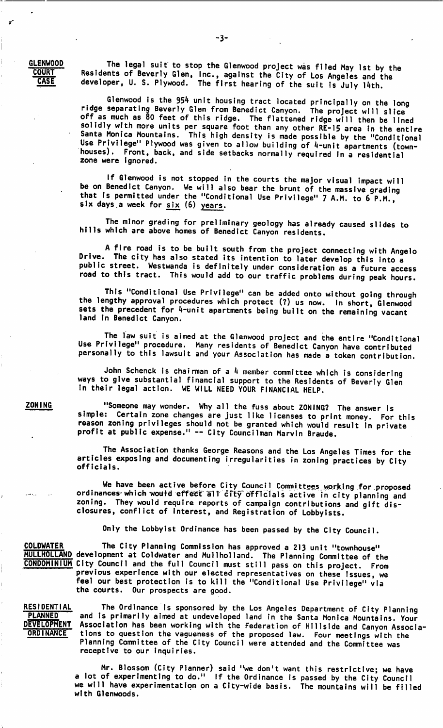**GLENWOOD COURT CASE**

The legal suit to stop the Glenwood project was filed May 1st by the Residents of Beverly Glen, Inc., against the City of Los Angeles and the developer, U. S. Plywood. The first hearing of the suit is July 14th.

Glenwood is the 954 unit housing tract located principally on the long ridge separating Beverly Glen from Benedict Canyon. The project will slice off as much as 80 feet of this ridge. The flattened ridge will then be lined solidly with more units per square foot than any other RE-15 area in the entire Santa Monica Mountains. This high density is made possible by the "Conditional Use Privilege" Plywood was given to allow building of 4-unit apartments (townhouses). Front, back, and side setbacks normally required in a residential zone were ignored.

If Glenwood is not stopped in the courts the major visual impact will be on Benedict Canyon. We will also bear the brunt of the massive grading that is permitted under the "Conditional Use Privilege" 7 A.M. to 6 P.M., six days a week for six (6) years.

The minor grading for preliminary geology has already caused slides to hills which are above homes of Benedict Canyon residents.

A fire road is to be built south from the project connecting with Angelo Drive. The city has also stated its intention to later develop this into a public street. Westwanda is definitely under consideration as a future access road to this tract. This would add to our traffic problems during peak hours.

This "Conditional Use Privilege" can be added onto without going through the lengthy approval procedures which protect (?) us now. In short, Glenwood sets the precedent for 4-unit apartments being built on the remaining vacant land in Benedict Canyon.

The law suit is aimed at the Glenwood project and the entire "Conditional Use Privilege" procedure. Many residents of Benedict Canyon have contributed personally to this lawsuit and your Association has made a token contribution.

John Schenck is chairman of a 4 member committee which is considering ways to give substantial financial support to the Residents of Beverly Glen in their legal action. WE WILL NEED YOUR FINANCIAL HELP.

**ZONING**

"Someone may wonder. Why all the fuss about ZONING? The answer is simple: Certain zone changes are just like licenses to print money. For this reason zoning privileges should not be granted which would result in private profit at public expense." -- City Councilman Marvin Braude.

The Association thanks George Reasons and the Los Angeles Times for the articles exposing and documenting irregularities in zoning practices by City officials.

We have been active before City Council Committees working for proposed ordinances which would effect all city officials active in city planning and zoning. They would require reports of campaign contributions and gift disclosures, conflict of interest, and Registration of Lobbyists.

Only the Lobbyist Ordinance has been passed by the City Council.

**COLDWATER MULLHOLLAND CONDOMINIUM**

The City Planning Commission has approved a 213 unit "townhouse" development at Coldwater and Mullholland. The Planning Committee of the City Council and the full Council must still pass on this project. From previous experience with our elected representatives on these issues, we feel our best protection is to kill the "Conditional Use Privilege" via the courts. Our prospects are good.

**RESIDENTIAL PLANNED DEVELOPMENT ORDINANCE**

The Ordinance is sponsored by the Los Angeles Department of City Planning and is primarily aimed at undeveloped land in the Santa Monica Mountains. Your Association has been working with the Federation of Hillside and Canyon Associations to question the vagueness of the proposed law. Four meetings with the Planning Committee of the City Council were attended and the Committee was receptive to our inquiries.

Mr. Blossom (City Planner) said "we don't want this restrictive; we have a lot of experimenting to do." If the Ordinance is passed by the City Council we will have experimentation on a City-wide basis. The mountains will be filled with Glenwoods.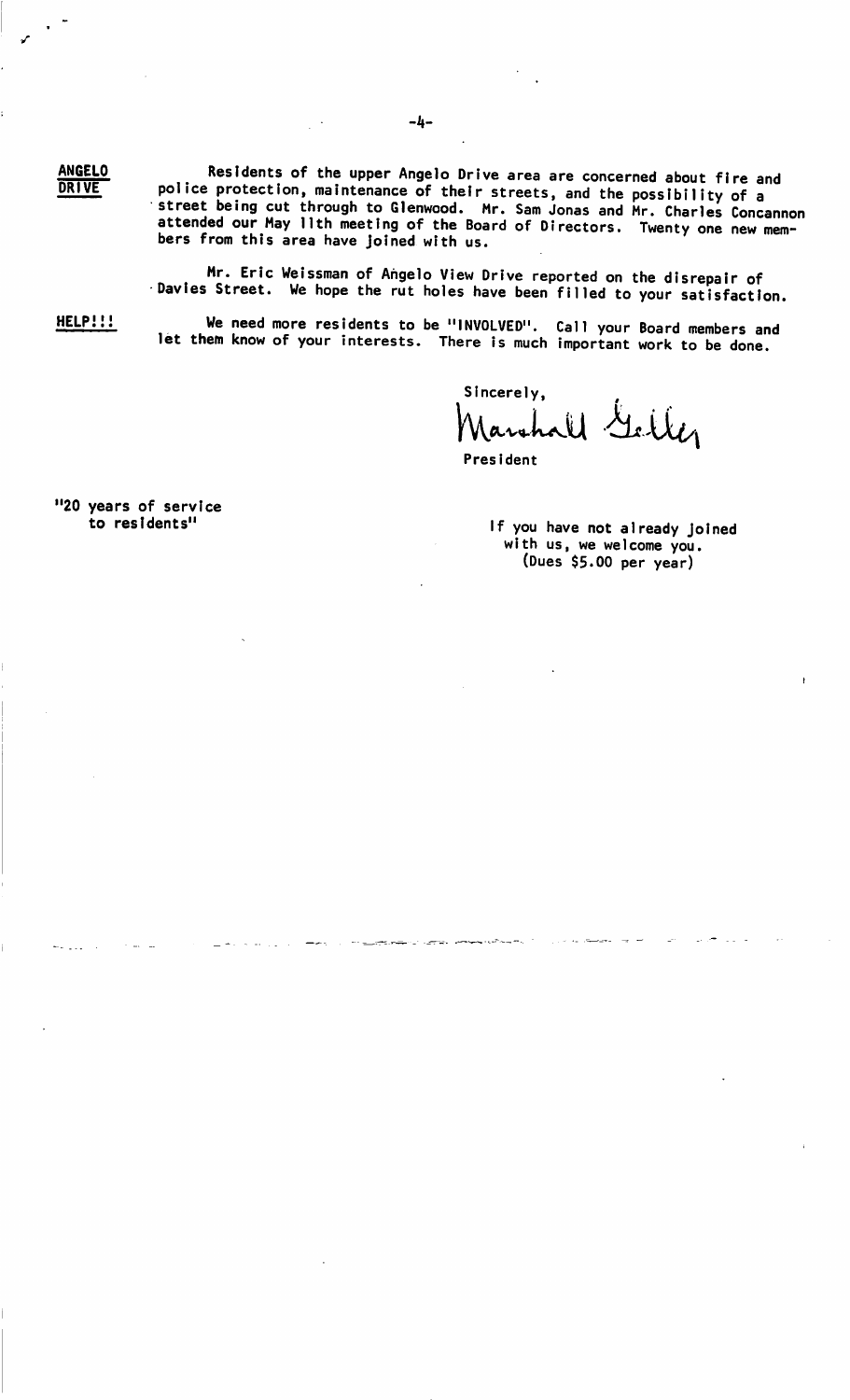**ANGELO DRIVE**

Residents of the upper Angelo Drive area are concerned about fire and police protection, maintenance of their streets, and the possibility of a street being cut through to Glenwood. Mr. Sam Jonas and Mr. Charles Concannon attended our May 11th meeting of the Board of Directors. Twenty one new members from this area have joined with us.

Mr. Eric Weissman of Angelo View Drive reported on the disrepair of Davies Street. We hope the rut holes have been filled to your satisfaction.

**HELP!!!**

We need more residents to be "INVOLVED". Call your Board members and let them know of your interests. There is much important work to be done.

Sincerely,

Marshall Gelley

President

"20 years of service to residents"

If you have not already joined with us, we welcome you. (Dues $5.00 per year)